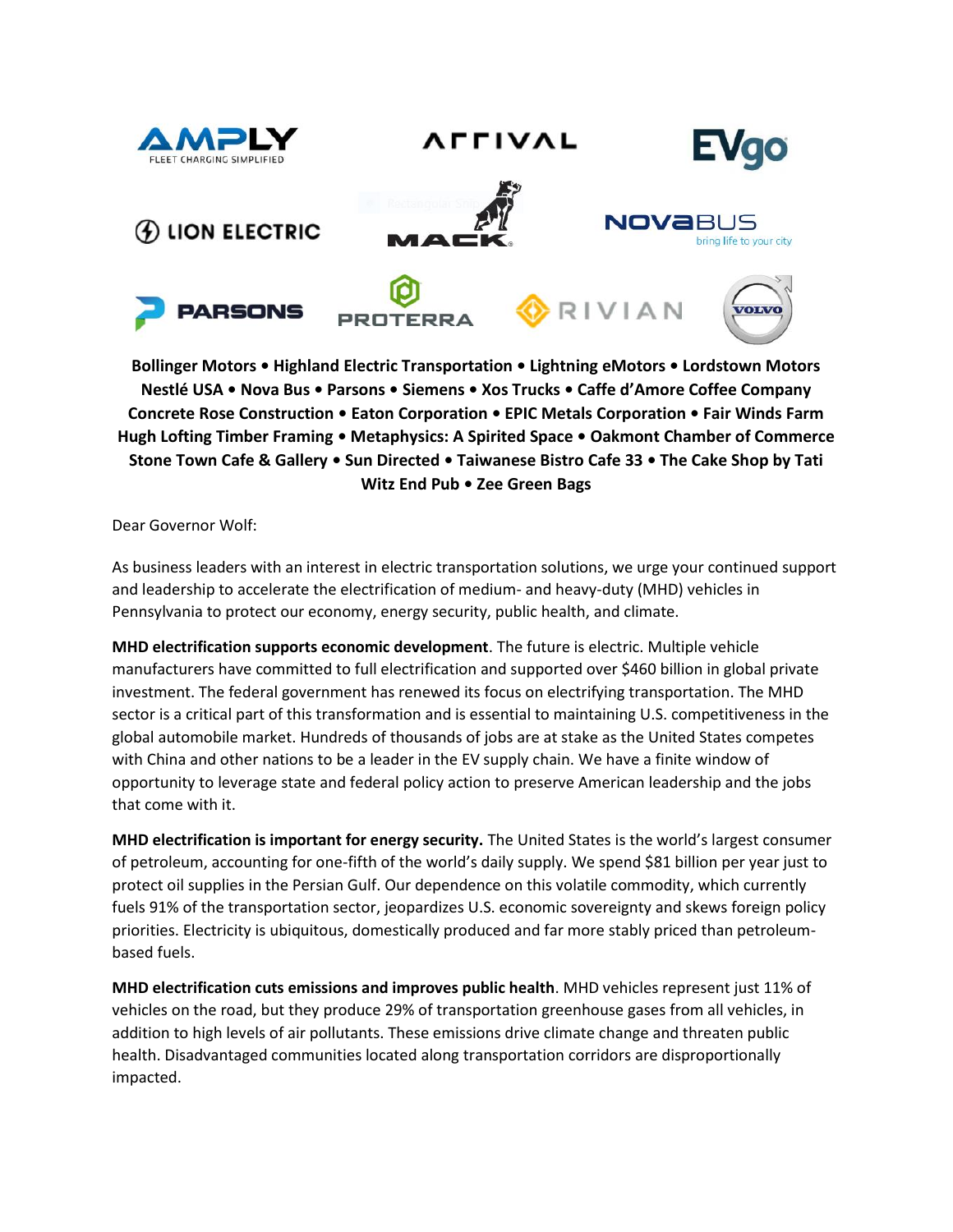AMPLY FLEET CHARGING SIMPLIFIED • ARRIVAL • EVgo • LION ELECTRIC • MACK • NOVABUS bring life to your city • PARSONS • PROTERRA • RIVIAN • VOLVO

**Bollinger Motors • Highland Electric Transportation • Lightning eMotors • Lordstown Motors Nestlé USA • Nova Bus • Parsons • Siemens • Xos Trucks • Caffe d'Amore Coffee Company Concrete Rose Construction • Eaton Corporation • EPIC Metals Corporation • Fair Winds Farm Hugh Lofting Timber Framing • Metaphysics: A Spirited Space • Oakmont Chamber of Commerce Stone Town Cafe & Gallery • Sun Directed • Taiwanese Bistro Cafe 33 • The Cake Shop by Tati Witz End Pub • Zee Green Bags**

Dear Governor Wolf:

As business leaders with an interest in electric transportation solutions, we urge your continued support and leadership to accelerate the electrification of medium- and heavy-duty (MHD) vehicles in Pennsylvania to protect our economy, energy security, public health, and climate.

**MHD electrification supports economic development**. The future is electric. Multiple vehicle manufacturers have committed to full electrification and supported over $460 billion in global private investment. The federal government has renewed its focus on electrifying transportation. The MHD sector is a critical part of this transformation and is essential to maintaining U.S. competitiveness in the global automobile market. Hundreds of thousands of jobs are at stake as the United States competes with China and other nations to be a leader in the EV supply chain. We have a finite window of opportunity to leverage state and federal policy action to preserve American leadership and the jobs that come with it.

**MHD electrification is important for energy security.** The United States is the world's largest consumer of petroleum, accounting for one-fifth of the world's daily supply. We spend $81 billion per year just to protect oil supplies in the Persian Gulf. Our dependence on this volatile commodity, which currently fuels 91% of the transportation sector, jeopardizes U.S. economic sovereignty and skews foreign policy priorities. Electricity is ubiquitous, domestically produced and far more stably priced than petroleum-based fuels.

**MHD electrification cuts emissions and improves public health**. MHD vehicles represent just 11% of vehicles on the road, but they produce 29% of transportation greenhouse gases from all vehicles, in addition to high levels of air pollutants. These emissions drive climate change and threaten public health. Disadvantaged communities located along transportation corridors are disproportionally impacted.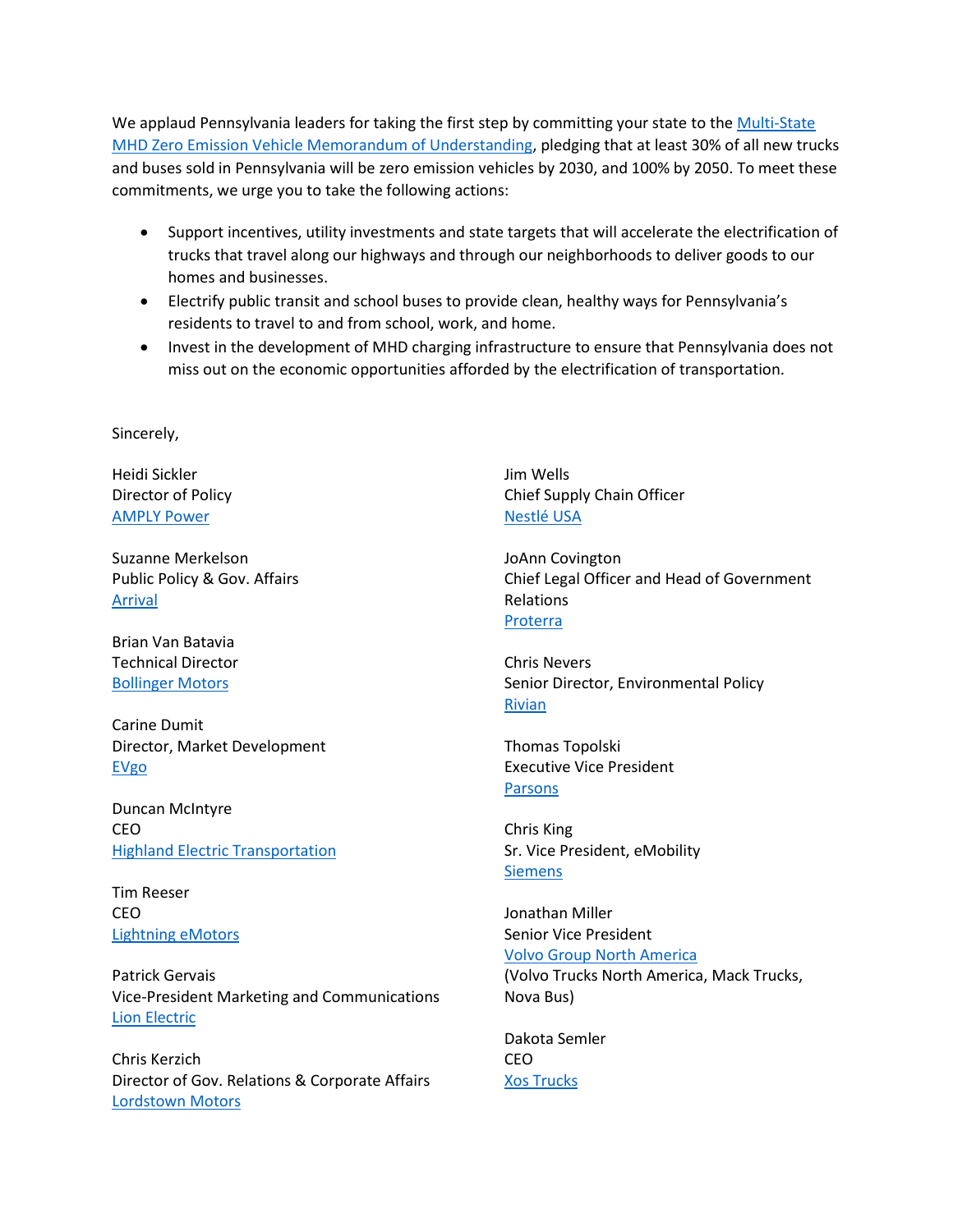We applaud Pennsylvania leaders for taking the first step by committing your state to the Multi-State MHD Zero Emission Vehicle Memorandum of Understanding, pledging that at least 30% of all new trucks and buses sold in Pennsylvania will be zero emission vehicles by 2030, and 100% by 2050. To meet these commitments, we urge you to take the following actions:

- Support incentives, utility investments and state targets that will accelerate the electrification of trucks that travel along our highways and through our neighborhoods to deliver goods to our homes and businesses.
- Electrify public transit and school buses to provide clean, healthy ways for Pennsylvania's residents to travel to and from school, work, and home.
- Invest in the development of MHD charging infrastructure to ensure that Pennsylvania does not miss out on the economic opportunities afforded by the electrification of transportation.

Sincerely,

Heidi Sickler
Director of Policy
AMPLY Power

Suzanne Merkelson
Public Policy & Gov. Affairs
Arrival

Brian Van Batavia
Technical Director
Bollinger Motors

Carine Dumit
Director, Market Development
EVgo

Duncan McIntyre
CEO
Highland Electric Transportation

Tim Reeser
CEO
Lightning eMotors

Patrick Gervais
Vice-President Marketing and Communications
Lion Electric

Chris Kerzich
Director of Gov. Relations & Corporate Affairs
Lordstown Motors

Jim Wells
Chief Supply Chain Officer
Nestlé USA

JoAnn Covington
Chief Legal Officer and Head of Government Relations
Proterra

Chris Nevers
Senior Director, Environmental Policy
Rivian

Thomas Topolski
Executive Vice President
Parsons

Chris King
Sr. Vice President, eMobility
Siemens

Jonathan Miller
Senior Vice President
Volvo Group North America
(Volvo Trucks North America, Mack Trucks, Nova Bus)

Dakota Semler
CEO
Xos Trucks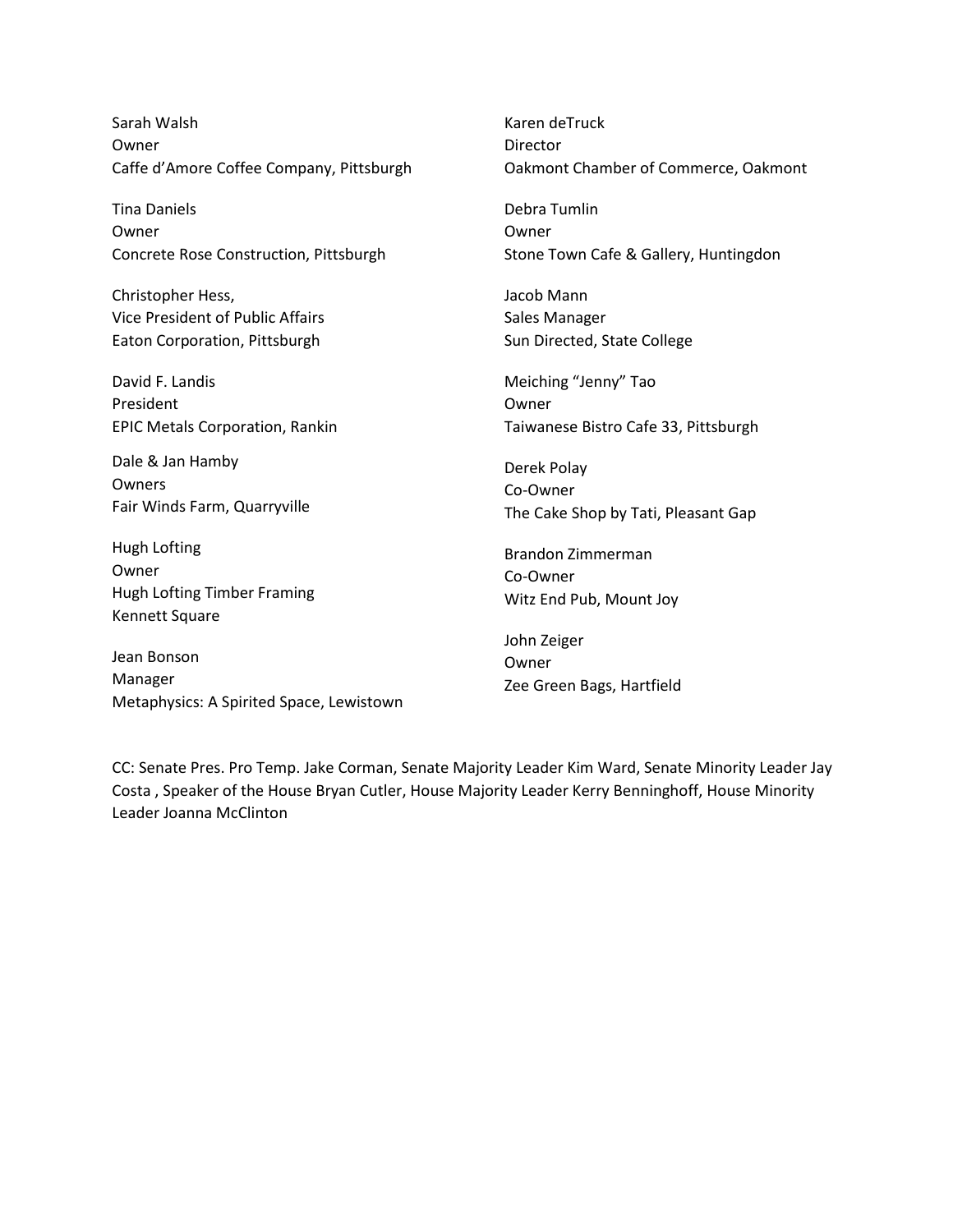Sarah Walsh
Owner
Caffe d'Amore Coffee Company, Pittsburgh

Tina Daniels
Owner
Concrete Rose Construction, Pittsburgh

Christopher Hess,
Vice President of Public Affairs
Eaton Corporation, Pittsburgh

David F. Landis
President
EPIC Metals Corporation, Rankin

Dale & Jan Hamby
Owners
Fair Winds Farm, Quarryville

Hugh Lofting
Owner
Hugh Lofting Timber Framing
Kennett Square

Jean Bonson
Manager
Metaphysics: A Spirited Space, Lewistown

Karen deTruck
Director
Oakmont Chamber of Commerce, Oakmont

Debra Tumlin
Owner
Stone Town Cafe & Gallery, Huntingdon

Jacob Mann
Sales Manager
Sun Directed, State College

Meiching "Jenny" Tao
Owner
Taiwanese Bistro Cafe 33, Pittsburgh

Derek Polay
Co-Owner
The Cake Shop by Tati, Pleasant Gap

Brandon Zimmerman
Co-Owner
Witz End Pub, Mount Joy

John Zeiger
Owner
Zee Green Bags, Hartfield

CC: Senate Pres. Pro Temp. Jake Corman, Senate Majority Leader Kim Ward, Senate Minority Leader Jay Costa , Speaker of the House Bryan Cutler, House Majority Leader Kerry Benninghoff, House Minority Leader Joanna McClinton